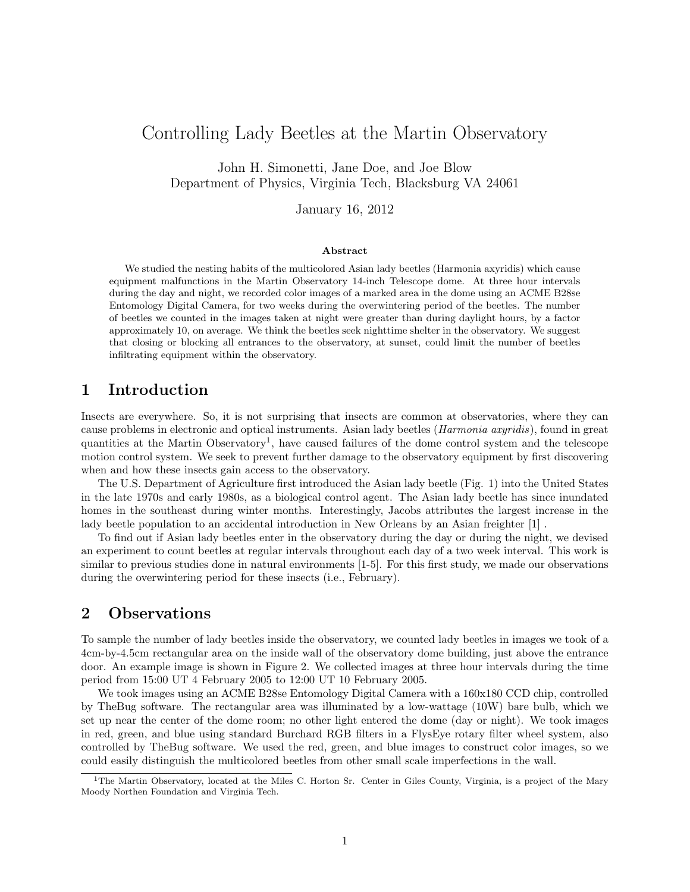# Controlling Lady Beetles at the Martin Observatory

John H. Simonetti, Jane Doe, and Joe Blow
Department of Physics, Virginia Tech, Blacksburg VA 24061

January 16, 2012

### Abstract

We studied the nesting habits of the multicolored Asian lady beetles (Harmonia axyridis) which cause equipment malfunctions in the Martin Observatory 14-inch Telescope dome. At three hour intervals during the day and night, we recorded color images of a marked area in the dome using an ACME B28se Entomology Digital Camera, for two weeks during the overwintering period of the beetles. The number of beetles we counted in the images taken at night were greater than during daylight hours, by a factor approximately 10, on average. We think the beetles seek nighttime shelter in the observatory. We suggest that closing or blocking all entrances to the observatory, at sunset, could limit the number of beetles infiltrating equipment within the observatory.

## 1 Introduction

Insects are everywhere. So, it is not surprising that insects are common at observatories, where they can cause problems in electronic and optical instruments. Asian lady beetles (*Harmonia axyridis*), found in great quantities at the Martin Observatory[1], have caused failures of the dome control system and the telescope motion control system. We seek to prevent further damage to the observatory equipment by first discovering when and how these insects gain access to the observatory.

The U.S. Department of Agriculture first introduced the Asian lady beetle (Fig. 1) into the United States in the late 1970s and early 1980s, as a biological control agent. The Asian lady beetle has since inundated homes in the southeast during winter months. Interestingly, Jacobs attributes the largest increase in the lady beetle population to an accidental introduction in New Orleans by an Asian freighter [1] .

To find out if Asian lady beetles enter in the observatory during the day or during the night, we devised an experiment to count beetles at regular intervals throughout each day of a two week interval. This work is similar to previous studies done in natural environments [1-5]. For this first study, we made our observations during the overwintering period for these insects (i.e., February).

## 2 Observations

To sample the number of lady beetles inside the observatory, we counted lady beetles in images we took of a 4cm-by-4.5cm rectangular area on the inside wall of the observatory dome building, just above the entrance door. An example image is shown in Figure 2. We collected images at three hour intervals during the time period from 15:00 UT 4 February 2005 to 12:00 UT 10 February 2005.

We took images using an ACME B28se Entomology Digital Camera with a 160x180 CCD chip, controlled by TheBug software. The rectangular area was illuminated by a low-wattage (10W) bare bulb, which we set up near the center of the dome room; no other light entered the dome (day or night). We took images in red, green, and blue using standard Burchard RGB filters in a FlysEye rotary filter wheel system, also controlled by TheBug software. We used the red, green, and blue images to construct color images, so we could easily distinguish the multicolored beetles from other small scale imperfections in the wall.

[1] The Martin Observatory, located at the Miles C. Horton Sr. Center in Giles County, Virginia, is a project of the Mary Moody Northen Foundation and Virginia Tech.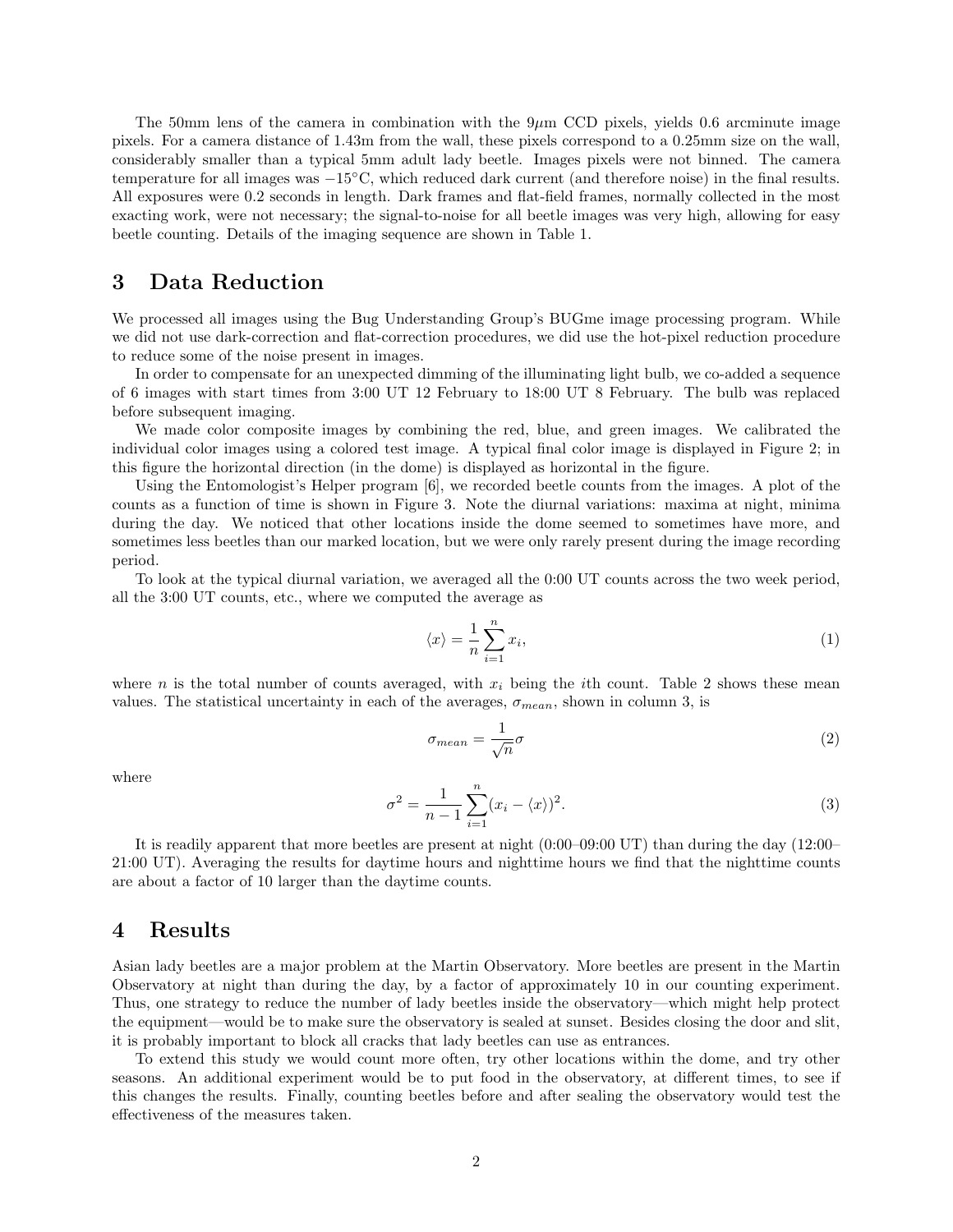The 50mm lens of the camera in combination with the 9$\mu$m CCD pixels, yields 0.6 arcminute image pixels. For a camera distance of 1.43m from the wall, these pixels correspond to a 0.25mm size on the wall, considerably smaller than a typical 5mm adult lady beetle. Images pixels were not binned. The camera temperature for all images was $-15^{\circ}$C, which reduced dark current (and therefore noise) in the final results. All exposures were 0.2 seconds in length. Dark frames and flat-field frames, normally collected in the most exacting work, were not necessary; the signal-to-noise for all beetle images was very high, allowing for easy beetle counting. Details of the imaging sequence are shown in Table 1.

## 3 Data Reduction

We processed all images using the Bug Understanding Group's BUGme image processing program. While we did not use dark-correction and flat-correction procedures, we did use the hot-pixel reduction procedure to reduce some of the noise present in images.

In order to compensate for an unexpected dimming of the illuminating light bulb, we co-added a sequence of 6 images with start times from 3:00 UT 12 February to 18:00 UT 8 February. The bulb was replaced before subsequent imaging.

We made color composite images by combining the red, blue, and green images. We calibrated the individual color images using a colored test image. A typical final color image is displayed in Figure 2; in this figure the horizontal direction (in the dome) is displayed as horizontal in the figure.

Using the Entomologist's Helper program [6], we recorded beetle counts from the images. A plot of the counts as a function of time is shown in Figure 3. Note the diurnal variations: maxima at night, minima during the day. We noticed that other locations inside the dome seemed to sometimes have more, and sometimes less beetles than our marked location, but we were only rarely present during the image recording period.

To look at the typical diurnal variation, we averaged all the 0:00 UT counts across the two week period, all the 3:00 UT counts, etc., where we computed the average as

$$\langle x \rangle = \frac{1}{n} \sum_{i=1}^{n} x_i, \tag{1}$$

where $n$ is the total number of counts averaged, with $x_i$ being the $i$th count. Table 2 shows these mean values. The statistical uncertainty in each of the averages, $\sigma_{mean}$, shown in column 3, is

$$\sigma_{mean} = \frac{1}{\sqrt{n}} \sigma \tag{2}$$

where

$$\sigma^2 = \frac{1}{n-1} \sum_{i=1}^{n} (x_i - \langle x \rangle)^2. \tag{3}$$

It is readily apparent that more beetles are present at night (0:00–09:00 UT) than during the day (12:00–21:00 UT). Averaging the results for daytime hours and nighttime hours we find that the nighttime counts are about a factor of 10 larger than the daytime counts.

## 4 Results

Asian lady beetles are a major problem at the Martin Observatory. More beetles are present in the Martin Observatory at night than during the day, by a factor of approximately 10 in our counting experiment. Thus, one strategy to reduce the number of lady beetles inside the observatory—which might help protect the equipment—would be to make sure the observatory is sealed at sunset. Besides closing the door and slit, it is probably important to block all cracks that lady beetles can use as entrances.

To extend this study we would count more often, try other locations within the dome, and try other seasons. An additional experiment would be to put food in the observatory, at different times, to see if this changes the results. Finally, counting beetles before and after sealing the observatory would test the effectiveness of the measures taken.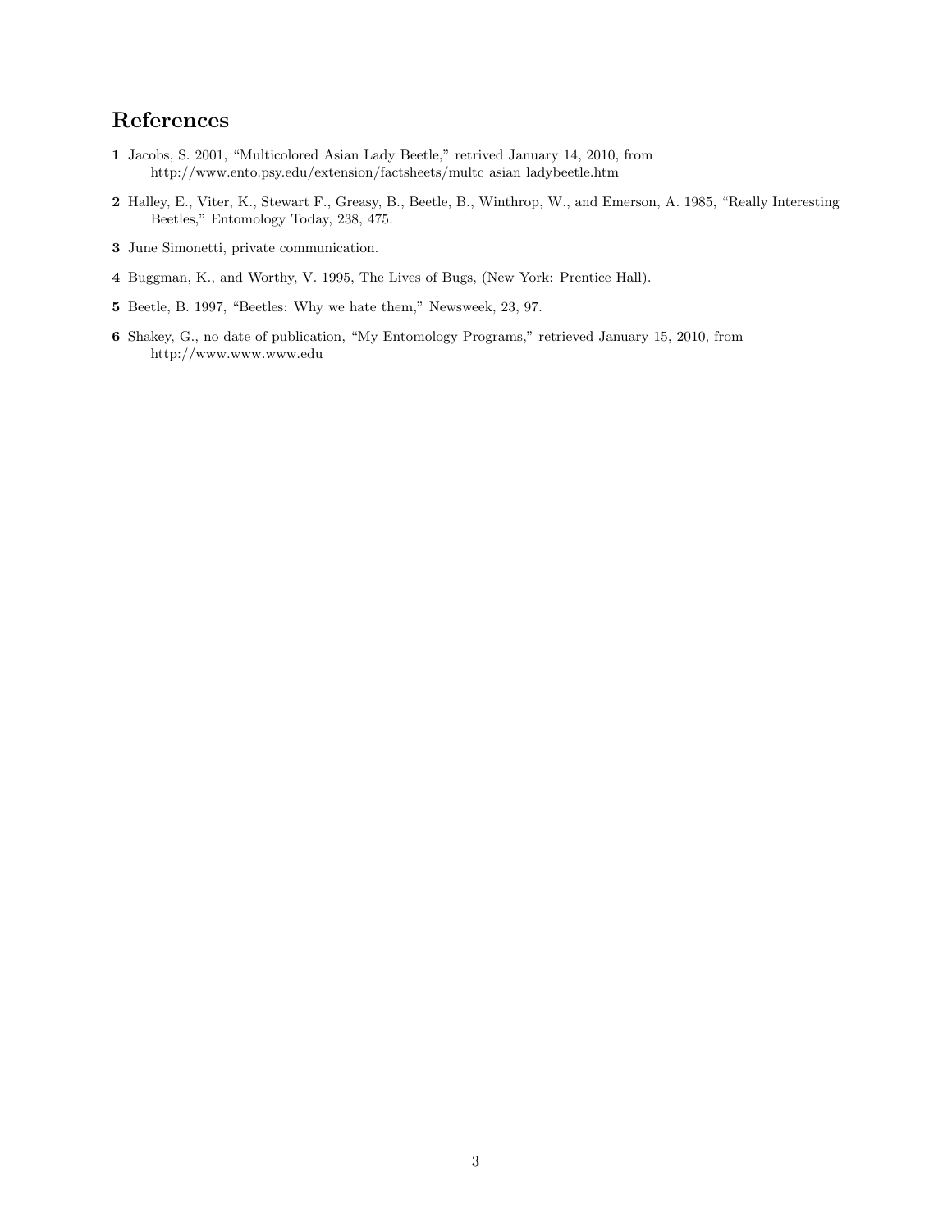## References

**1** Jacobs, S. 2001, "Multicolored Asian Lady Beetle," retrived January 14, 2010, from http://www.ento.psy.edu/extension/factsheets/multc_asian_ladybeetle.htm

**2** Halley, E., Viter, K., Stewart F., Greasy, B., Beetle, B., Winthrop, W., and Emerson, A. 1985, "Really Interesting Beetles," Entomology Today, 238, 475.

**3** June Simonetti, private communication.

**4** Buggman, K., and Worthy, V. 1995, The Lives of Bugs, (New York: Prentice Hall).

**5** Beetle, B. 1997, "Beetles: Why we hate them," Newsweek, 23, 97.

**6** Shakey, G., no date of publication, "My Entomology Programs," retrieved January 15, 2010, from http://www.www.www.edu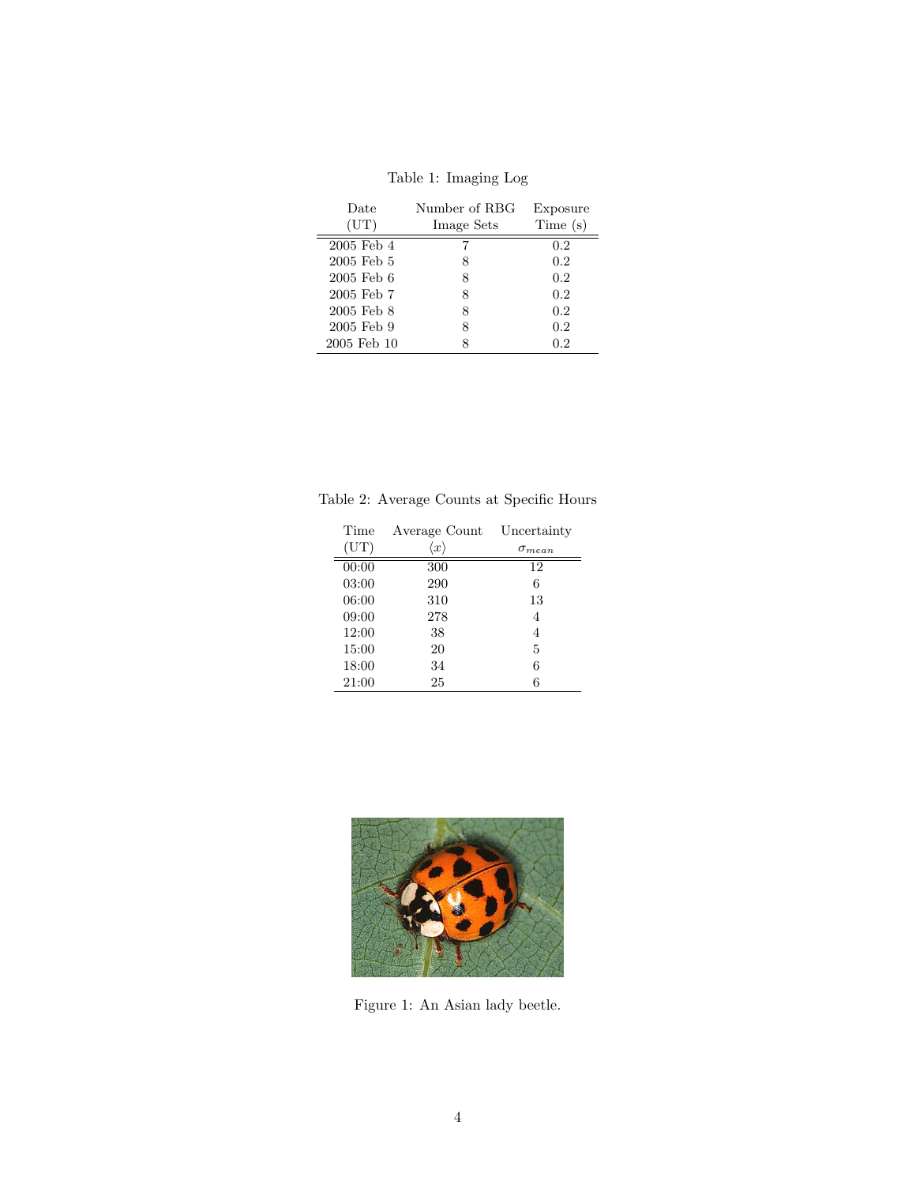Table 1: Imaging Log

| Date (UT) | Number of RBG Image Sets | Exposure Time (s) |
|---|---|---|
| 2005 Feb 4 | 7 | 0.2 |
| 2005 Feb 5 | 8 | 0.2 |
| 2005 Feb 6 | 8 | 0.2 |
| 2005 Feb 7 | 8 | 0.2 |
| 2005 Feb 8 | 8 | 0.2 |
| 2005 Feb 9 | 8 | 0.2 |
| 2005 Feb 10 | 8 | 0.2 |

Table 2: Average Counts at Specific Hours

| Time (UT) | Average Count $\langle x \rangle$ | Uncertainty $\sigma_{mean}$ |
|---|---|---|
| 00:00 | 300 | 12 |
| 03:00 | 290 | 6 |
| 06:00 | 310 | 13 |
| 09:00 | 278 | 4 |
| 12:00 | 38 | 4 |
| 15:00 | 20 | 5 |
| 18:00 | 34 | 6 |
| 21:00 | 25 | 6 |

Figure 1: An Asian lady beetle.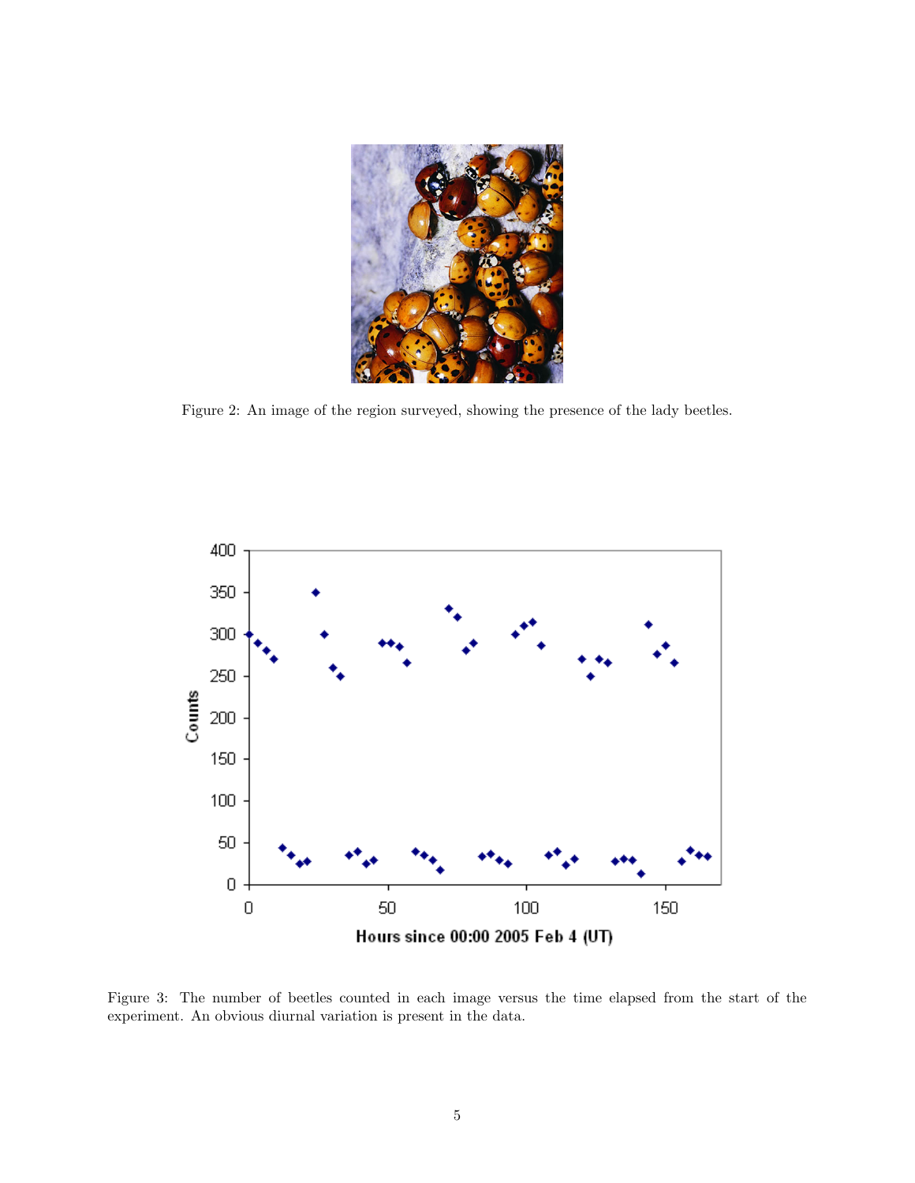Figure 2: An image of the region surveyed, showing the presence of the lady beetles.

400
350
300
250
200
150
100
50
0

Counts

0
50
100
150

Hours since 00:00 2005 Feb 4 (UT)

Figure 3: The number of beetles counted in each image versus the time elapsed from the start of the experiment. An obvious diurnal variation is present in the data.